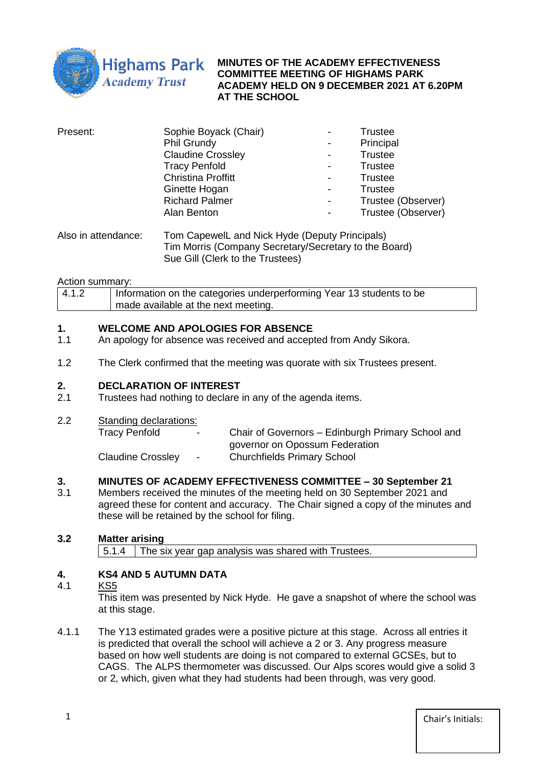Highams Park Academy Trust

**MINUTES OF THE ACADEMY EFFECTIVENESS COMMITTEE MEETING OF HIGHAMS PARK ACADEMY HELD ON 9 DECEMBER 2021 AT 6.20PM AT THE SCHOOL**

| Present: | Sophie Boyack (Chair) | - | Trustee |
|---|---|---|---|
| | Phil Grundy | - | Principal |
| | Claudine Crossley | - | Trustee |
| | Tracy Penfold | - | Trustee |
| | Christina Proffitt | - | Trustee |
| | Ginette Hogan | - | Trustee |
| | Richard Palmer | - | Trustee (Observer) |
| | Alan Benton | - | Trustee (Observer) |

Also in attendance: Tom CapewelL and Nick Hyde (Deputy Principals)
Tim Morris (Company Secretary/Secretary to the Board)
Sue Gill (Clerk to the Trustees)

Action summary:

| 4.1.2 | Information on the categories underperforming Year 13 students to be made available at the next meeting. |
|---|---|

## 1. WELCOME AND APOLOGIES FOR ABSENCE

1.1 An apology for absence was received and accepted from Andy Sikora.

1.2 The Clerk confirmed that the meeting was quorate with six Trustees present.

## 2. DECLARATION OF INTEREST

2.1 Trustees had nothing to declare in any of the agenda items.

2.2 Standing declarations:

| Tracy Penfold | - | Chair of Governors – Edinburgh Primary School and governor on Opossum Federation |
|---|---|---|
| Claudine Crossley | - | Churchfields Primary School |

## 3. MINUTES OF ACADEMY EFFECTIVENESS COMMITTEE – 30 September 21

3.1 Members received the minutes of the meeting held on 30 September 2021 and agreed these for content and accuracy. The Chair signed a copy of the minutes and these will be retained by the school for filing.

**3.2 Matter arising**

| 5.1.4 | The six year gap analysis was shared with Trustees. |
|---|---|

## 4. KS4 AND 5 AUTUMN DATA

4.1 KS5

This item was presented by Nick Hyde. He gave a snapshot of where the school was at this stage.

4.1.1 The Y13 estimated grades were a positive picture at this stage. Across all entries it is predicted that overall the school will achieve a 2 or 3. Any progress measure based on how well students are doing is not compared to external GCSEs, but to CAGS. The ALPS thermometer was discussed. Our Alps scores would give a solid 3 or 2, which, given what they had students had been through, was very good.

Chair's Initials: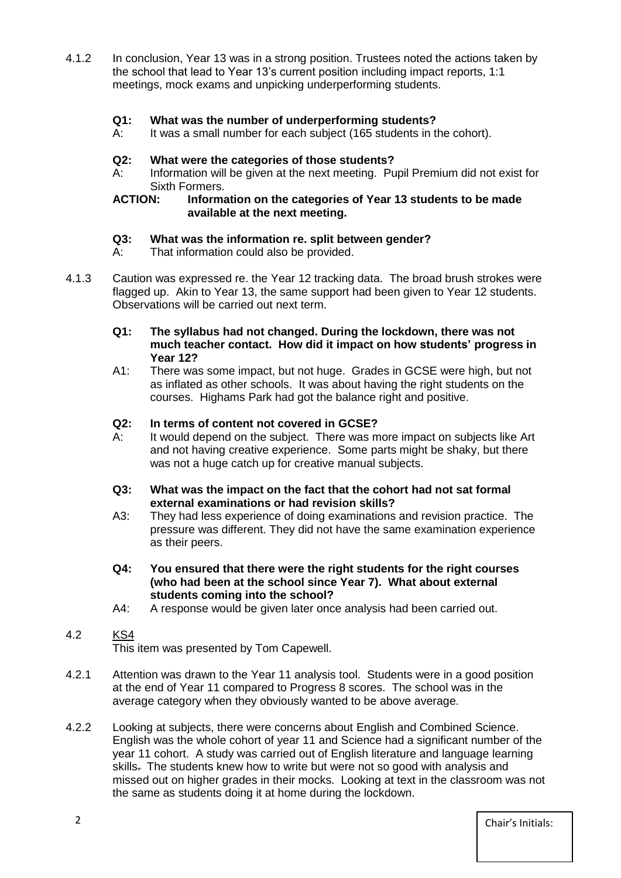4.1.2 In conclusion, Year 13 was in a strong position. Trustees noted the actions taken by the school that lead to Year 13's current position including impact reports, 1:1 meetings, mock exams and unpicking underperforming students.

**Q1: What was the number of underperforming students?**

A: It was a small number for each subject (165 students in the cohort).

**Q2: What were the categories of those students?**

A: Information will be given at the next meeting. Pupil Premium did not exist for Sixth Formers.

**ACTION: Information on the categories of Year 13 students to be made available at the next meeting.**

**Q3: What was the information re. split between gender?**

A: That information could also be provided.

4.1.3 Caution was expressed re. the Year 12 tracking data. The broad brush strokes were flagged up. Akin to Year 13, the same support had been given to Year 12 students. Observations will be carried out next term.

**Q1: The syllabus had not changed. During the lockdown, there was not much teacher contact. How did it impact on how students' progress in Year 12?**

A1: There was some impact, but not huge. Grades in GCSE were high, but not as inflated as other schools. It was about having the right students on the courses. Highams Park had got the balance right and positive.

**Q2: In terms of content not covered in GCSE?**

A: It would depend on the subject. There was more impact on subjects like Art and not having creative experience. Some parts might be shaky, but there was not a huge catch up for creative manual subjects.

**Q3: What was the impact on the fact that the cohort had not sat formal external examinations or had revision skills?**

A3: They had less experience of doing examinations and revision practice. The pressure was different. They did not have the same examination experience as their peers.

**Q4: You ensured that there were the right students for the right courses (who had been at the school since Year 7). What about external students coming into the school?**

A4: A response would be given later once analysis had been carried out.

4.2 <u>KS4</u>

This item was presented by Tom Capewell.

4.2.1 Attention was drawn to the Year 11 analysis tool. Students were in a good position at the end of Year 11 compared to Progress 8 scores. The school was in the average category when they obviously wanted to be above average.

4.2.2 Looking at subjects, there were concerns about English and Combined Science. English was the whole cohort of year 11 and Science had a significant number of the year 11 cohort. A study was carried out of English literature and language learning skills~~.~~ The students knew how to write but were not so good with analysis and missed out on higher grades in their mocks. Looking at text in the classroom was not the same as students doing it at home during the lockdown.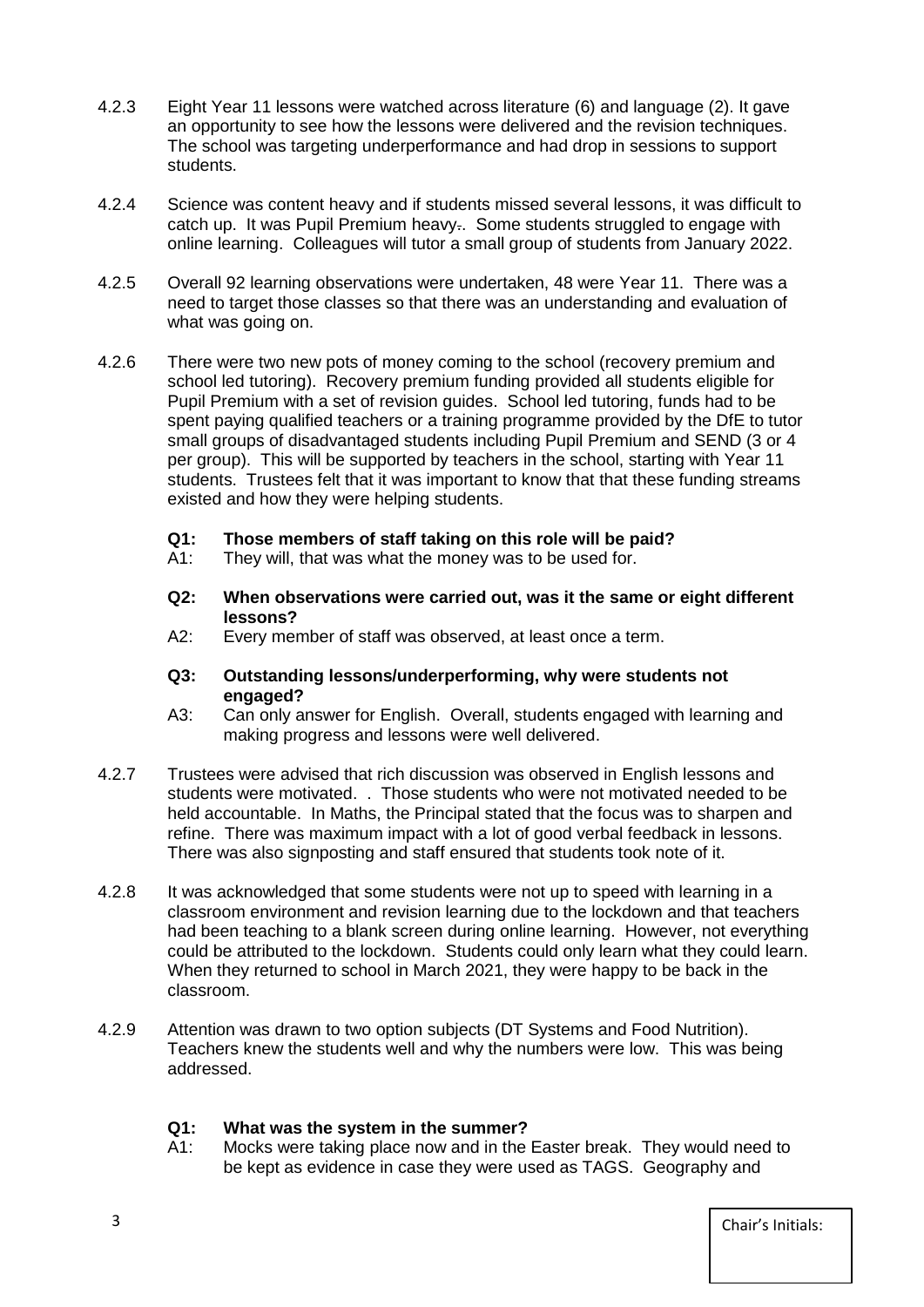4.2.3 Eight Year 11 lessons were watched across literature (6) and language (2). It gave an opportunity to see how the lessons were delivered and the revision techniques. The school was targeting underperformance and had drop in sessions to support students.

4.2.4 Science was content heavy and if students missed several lessons, it was difficult to catch up. It was Pupil Premium heavy.. Some students struggled to engage with online learning. Colleagues will tutor a small group of students from January 2022.

4.2.5 Overall 92 learning observations were undertaken, 48 were Year 11. There was a need to target those classes so that there was an understanding and evaluation of what was going on.

4.2.6 There were two new pots of money coming to the school (recovery premium and school led tutoring). Recovery premium funding provided all students eligible for Pupil Premium with a set of revision guides. School led tutoring, funds had to be spent paying qualified teachers or a training programme provided by the DfE to tutor small groups of disadvantaged students including Pupil Premium and SEND (3 or 4 per group). This will be supported by teachers in the school, starting with Year 11 students. Trustees felt that it was important to know that that these funding streams existed and how they were helping students.

**Q1: Those members of staff taking on this role will be paid?**
A1: They will, that was what the money was to be used for.

**Q2: When observations were carried out, was it the same or eight different lessons?**
A2: Every member of staff was observed, at least once a term.

**Q3: Outstanding lessons/underperforming, why were students not engaged?**
A3: Can only answer for English. Overall, students engaged with learning and making progress and lessons were well delivered.

4.2.7 Trustees were advised that rich discussion was observed in English lessons and students were motivated. . Those students who were not motivated needed to be held accountable. In Maths, the Principal stated that the focus was to sharpen and refine. There was maximum impact with a lot of good verbal feedback in lessons. There was also signposting and staff ensured that students took note of it.

4.2.8 It was acknowledged that some students were not up to speed with learning in a classroom environment and revision learning due to the lockdown and that teachers had been teaching to a blank screen during online learning. However, not everything could be attributed to the lockdown. Students could only learn what they could learn. When they returned to school in March 2021, they were happy to be back in the classroom.

4.2.9 Attention was drawn to two option subjects (DT Systems and Food Nutrition). Teachers knew the students well and why the numbers were low. This was being addressed.

**Q1: What was the system in the summer?**
A1: Mocks were taking place now and in the Easter break. They would need to be kept as evidence in case they were used as TAGS. Geography and

Chair's Initials: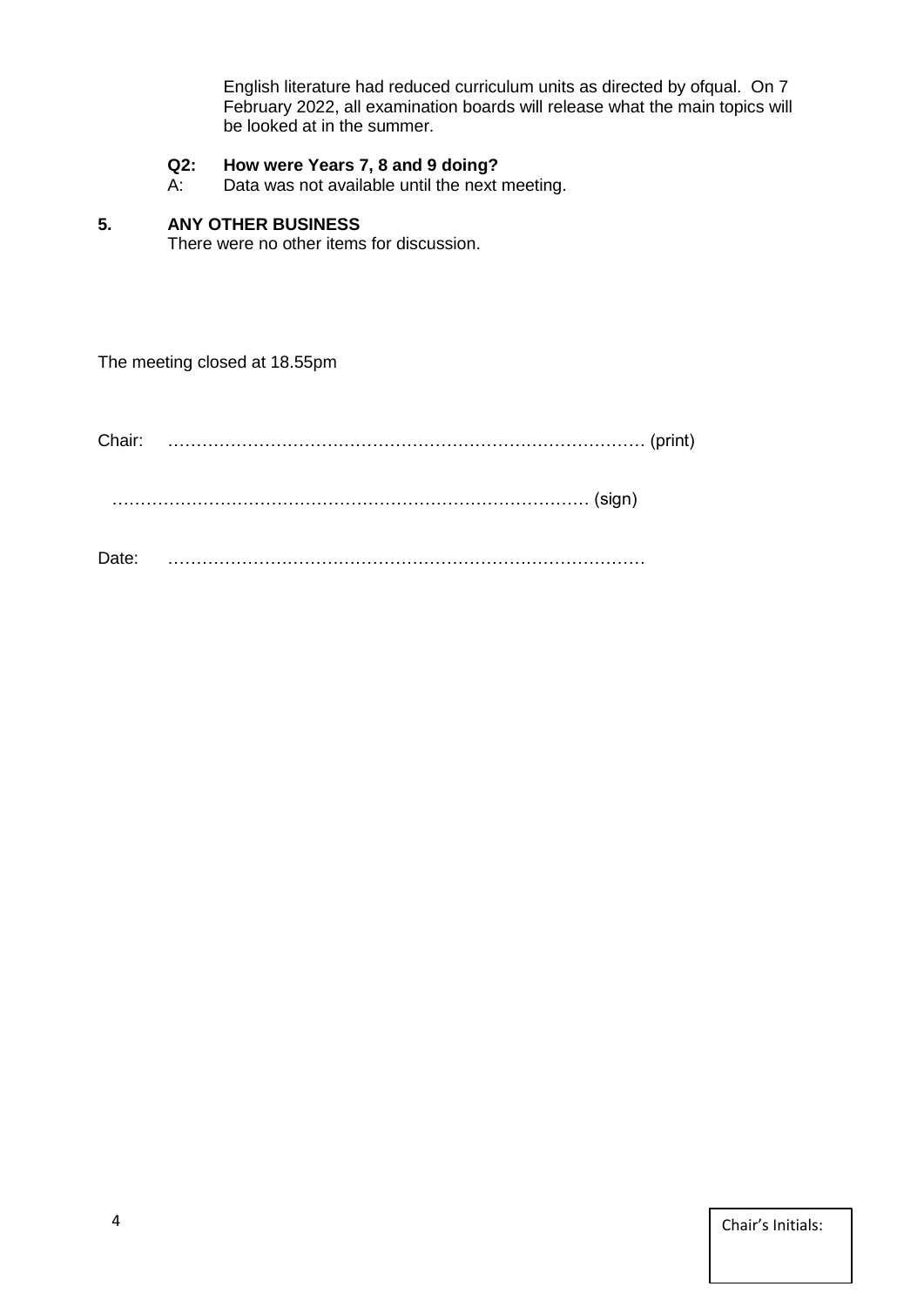English literature had reduced curriculum units as directed by ofqual. On 7 February 2022, all examination boards will release what the main topics will be looked at in the summer.

**Q2: How were Years 7, 8 and 9 doing?**
A: Data was not available until the next meeting.

**5. ANY OTHER BUSINESS**
There were no other items for discussion.

The meeting closed at 18.55pm

Chair: ………………………………………………………………………… (print)

………………………………………………………………………… (sign)

Date: …………………………………………………………………………

Chair's Initials: